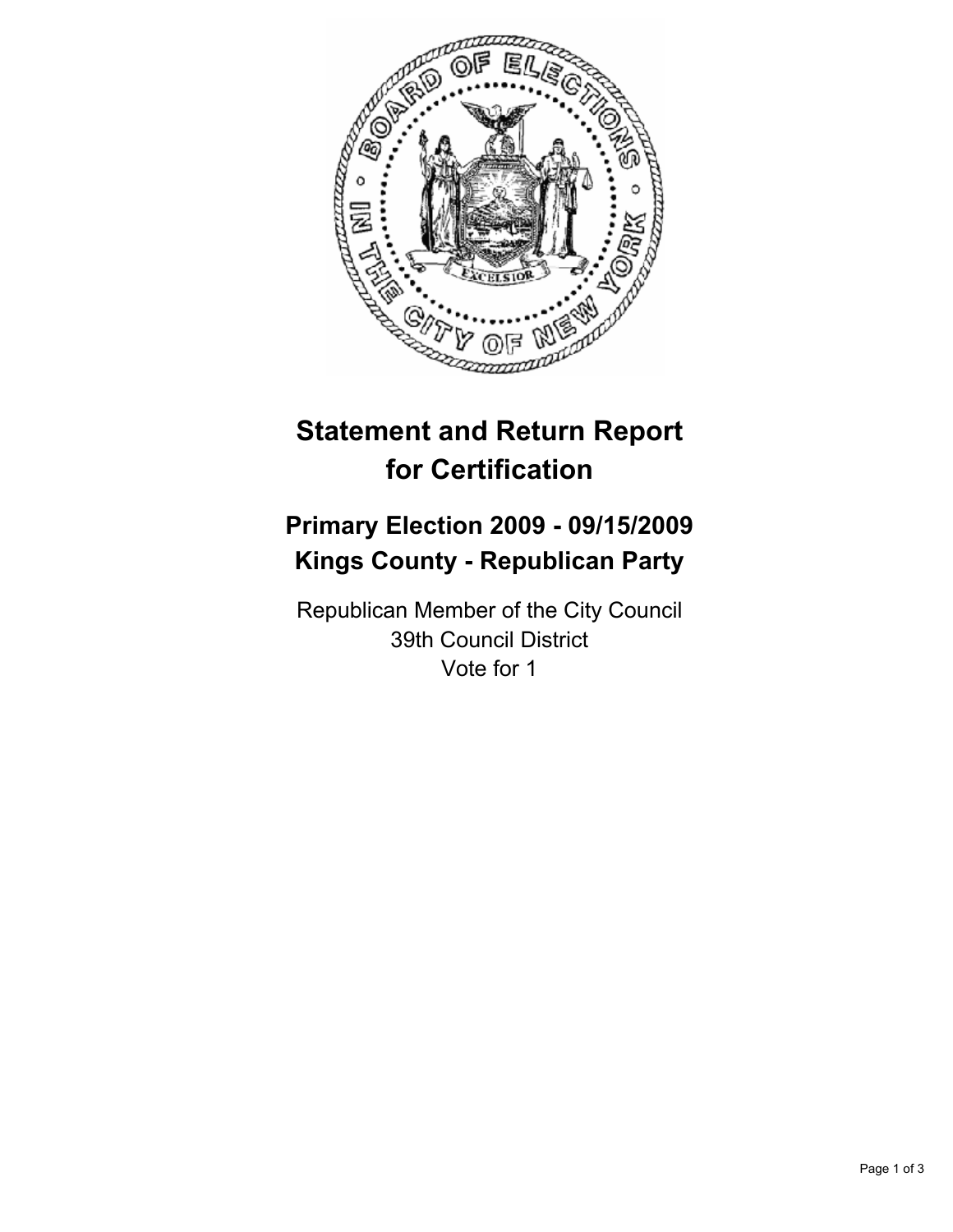# Statement and Return Report for Certification

## Primary Election 2009 - 09/15/2009
## Kings County - Republican Party

Republican Member of the City Council
39th Council District
Vote for 1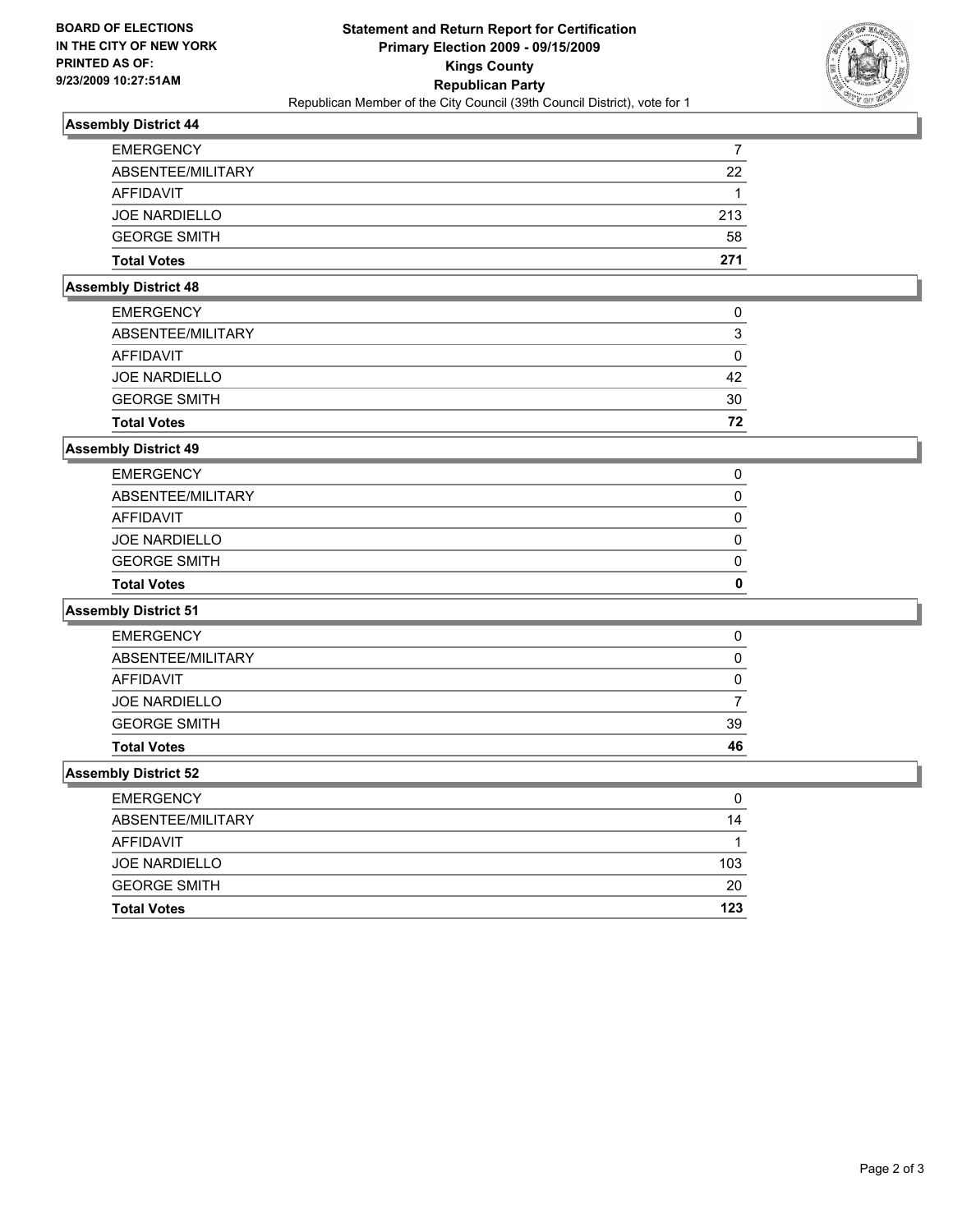**BOARD OF ELECTIONS IN THE CITY OF NEW YORK PRINTED AS OF: 9/23/2009 10:27:51AM**

**Statement and Return Report for Certification**
**Primary Election 2009 - 09/15/2009**
**Kings County**
**Republican Party**
Republican Member of the City Council (39th Council District), vote for 1

### Assembly District 44

| | |
|---|---|
| EMERGENCY | 7 |
| ABSENTEE/MILITARY | 22 |
| AFFIDAVIT | 1 |
| JOE NARDIELLO | 213 |
| GEORGE SMITH | 58 |
| **Total Votes** | **271** |

### Assembly District 48

| | |
|---|---|
| EMERGENCY | 0 |
| ABSENTEE/MILITARY | 3 |
| AFFIDAVIT | 0 |
| JOE NARDIELLO | 42 |
| GEORGE SMITH | 30 |
| **Total Votes** | **72** |

### Assembly District 49

| | |
|---|---|
| EMERGENCY | 0 |
| ABSENTEE/MILITARY | 0 |
| AFFIDAVIT | 0 |
| JOE NARDIELLO | 0 |
| GEORGE SMITH | 0 |
| **Total Votes** | **0** |

### Assembly District 51

| | |
|---|---|
| EMERGENCY | 0 |
| ABSENTEE/MILITARY | 0 |
| AFFIDAVIT | 0 |
| JOE NARDIELLO | 7 |
| GEORGE SMITH | 39 |
| **Total Votes** | **46** |

### Assembly District 52

| | |
|---|---|
| EMERGENCY | 0 |
| ABSENTEE/MILITARY | 14 |
| AFFIDAVIT | 1 |
| JOE NARDIELLO | 103 |
| GEORGE SMITH | 20 |
| **Total Votes** | **123** |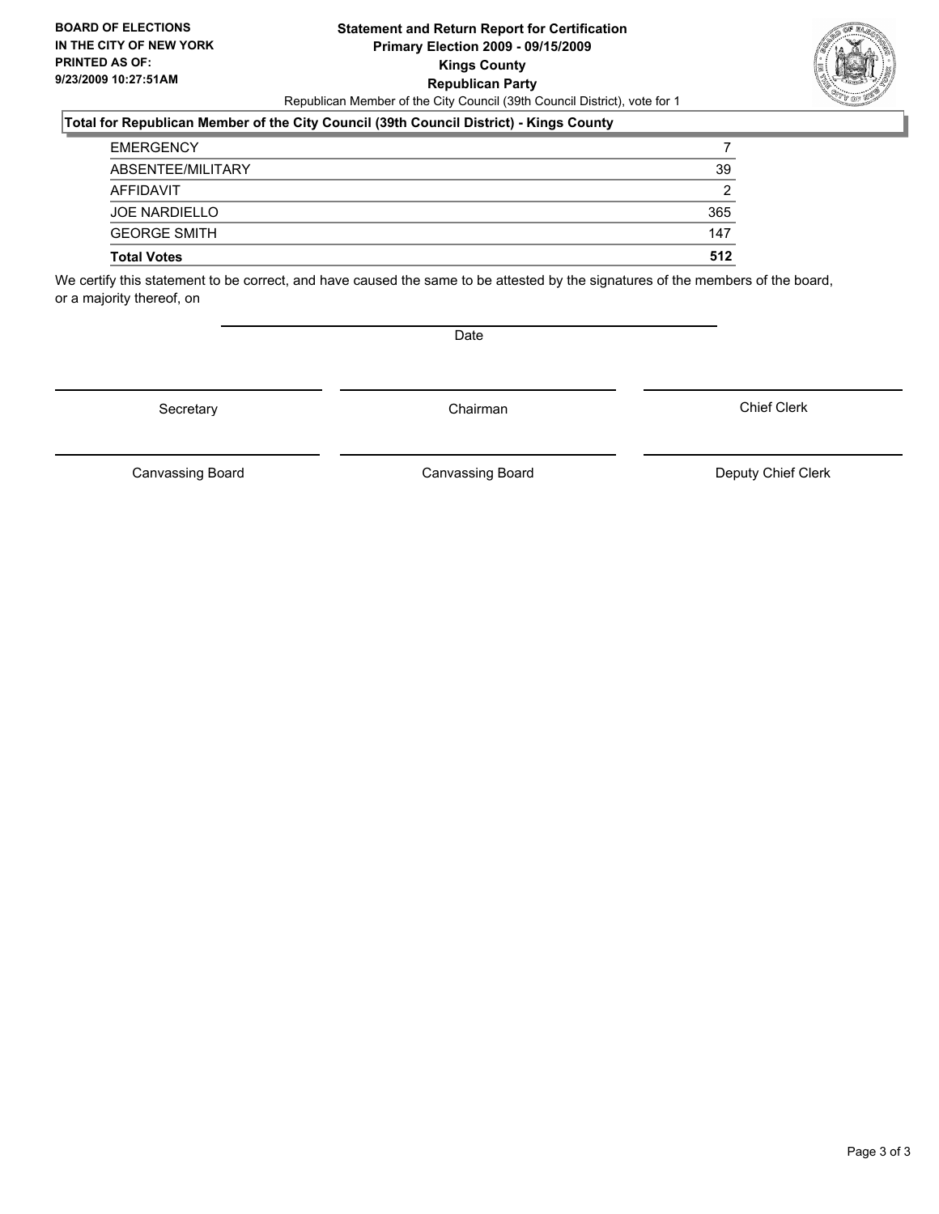**BOARD OF ELECTIONS IN THE CITY OF NEW YORK PRINTED AS OF: 9/23/2009 10:27:51AM**

**Statement and Return Report for Certification Primary Election 2009 - 09/15/2009 Kings County Republican Party**

Republican Member of the City Council (39th Council District), vote for 1

**Total for Republican Member of the City Council (39th Council District) - Kings County**

| | |
|---|---|
| EMERGENCY | 7 |
| ABSENTEE/MILITARY | 39 |
| AFFIDAVIT | 2 |
| JOE NARDIELLO | 365 |
| GEORGE SMITH | 147 |
| **Total Votes** | **512** |

We certify this statement to be correct, and have caused the same to be attested by the signatures of the members of the board, or a majority thereof, on

Date

Secretary

Chairman

Chief Clerk

Canvassing Board

Canvassing Board

Deputy Chief Clerk